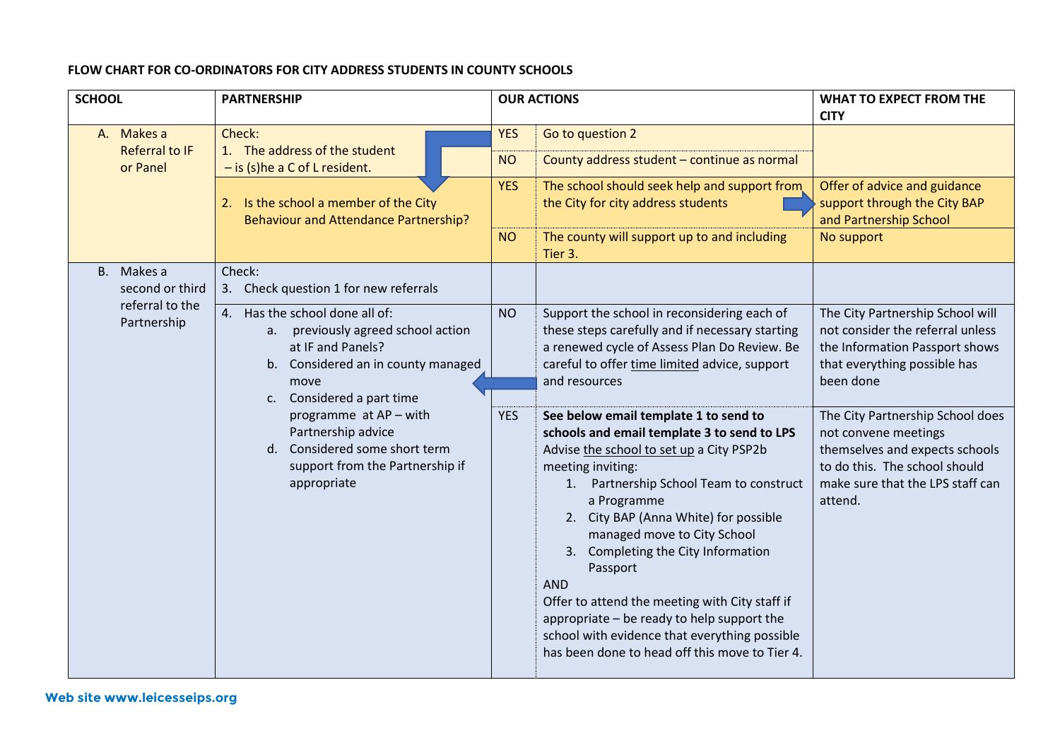**FLOW CHART FOR CO-ORDINATORS FOR CITY ADDRESS STUDENTS IN COUNTY SCHOOLS**

| SCHOOL | PARTNERSHIP | OUR ACTIONS | | WHAT TO EXPECT FROM THE CITY |
|---|---|---|---|---|
| A. Makes a Referral to IF or Panel | Check:<br>1. The address of the student – is (s)he a C of L resident. | YES | Go to question 2 | |
| | | NO | County address student – continue as normal | |
| | 2. Is the school a member of the City Behaviour and Attendance Partnership? | YES | The school should seek help and support from the City for city address students | Offer of advice and guidance support through the City BAP and Partnership School |
| | | NO | The county will support up to and including Tier 3. | No support |
| B. Makes a second or third referral to the Partnership | Check:<br>3. Check question 1 for new referrals | | | |
| | 4. Has the school done all of:<br>a. previously agreed school action at IF and Panels?<br>b. Considered an in county managed move<br>c. Considered a part time programme at AP – with Partnership advice<br>d. Considered some short term support from the Partnership if appropriate | NO | Support the school in reconsidering each of these steps carefully and if necessary starting a renewed cycle of Assess Plan Do Review. Be careful to offer time limited advice, support and resources | The City Partnership School will not consider the referral unless the Information Passport shows that everything possible has been done |
| | | YES | **See below email template 1 to send to schools and email template 3 to send to LPS**<br>Advise the school to set up a City PSP2b meeting inviting:<br>1. Partnership School Team to construct a Programme<br>2. City BAP (Anna White) for possible managed move to City School<br>3. Completing the City Information Passport<br>AND<br>Offer to attend the meeting with City staff if appropriate – be ready to help support the school with evidence that everything possible has been done to head off this move to Tier 4. | The City Partnership School does not convene meetings themselves and expects schools to do this. The school should make sure that the LPS staff can attend. |

Web site www.leicesseips.org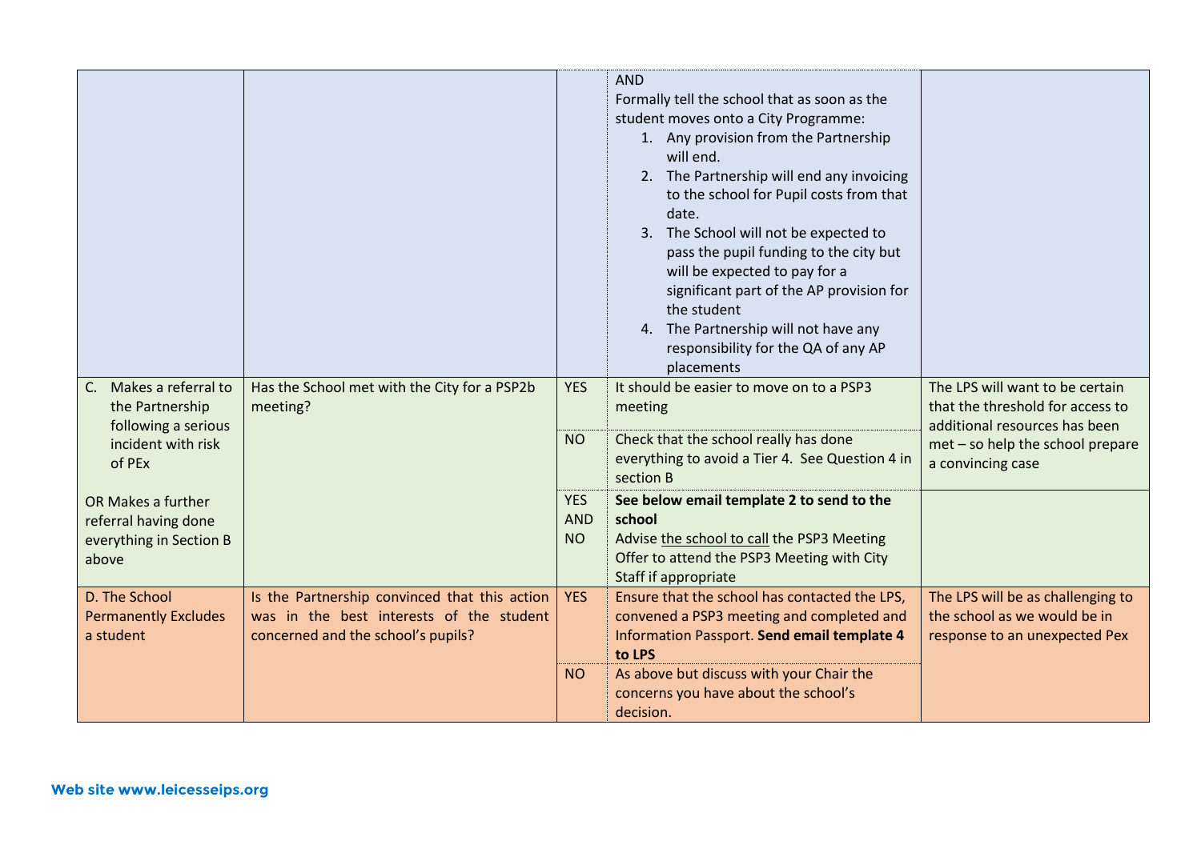| | | | | |
|---|---|---|---|---|
| | | | AND<br>Formally tell the school that as soon as the student moves onto a City Programme:<br>1. Any provision from the Partnership will end.<br>2. The Partnership will end any invoicing to the school for Pupil costs from that date.<br>3. The School will not be expected to pass the pupil funding to the city but will be expected to pay for a significant part of the AP provision for the student<br>4. The Partnership will not have any responsibility for the QA of any AP placements | |
| C. Makes a referral to the Partnership following a serious incident with risk of PEx<br><br>OR Makes a further referral having done everything in Section B above | Has the School met with the City for a PSP2b meeting? | YES | It should be easier to move on to a PSP3 meeting | The LPS will want to be certain that the threshold for access to additional resources has been met – so help the school prepare a convincing case |
| | | NO | Check that the school really has done everything to avoid a Tier 4. See Question 4 in section B | |
| | | YES AND NO | **See below email template 2 to send to the school**<br>Advise the school to call the PSP3 Meeting<br>Offer to attend the PSP3 Meeting with City Staff if appropriate | |
| D. The School Permanently Excludes a student | Is the Partnership convinced that this action was in the best interests of the student concerned and the school's pupils? | YES | Ensure that the school has contacted the LPS, convened a PSP3 meeting and completed and Information Passport. **Send email template 4 to LPS** | The LPS will be as challenging to the school as we would be in response to an unexpected Pex |
| | | NO | As above but discuss with your Chair the concerns you have about the school's decision. | |

**Web site www.leicesseips.org**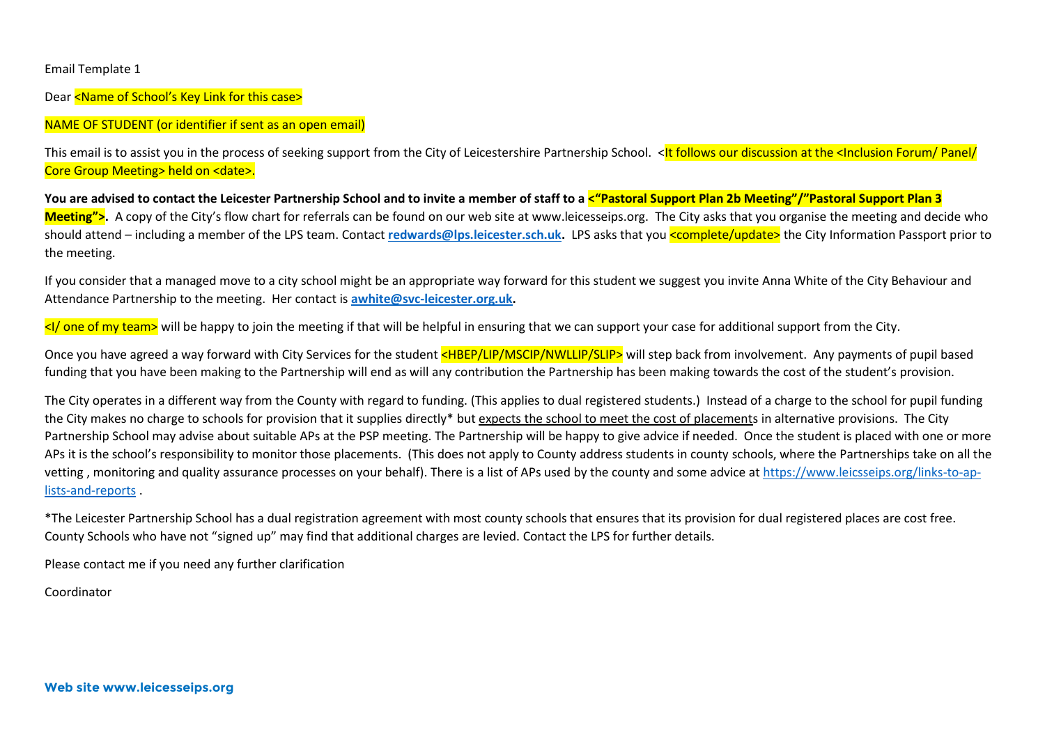Email Template 1

Dear <Name of School's Key Link for this case>

NAME OF STUDENT (or identifier if sent as an open email)

This email is to assist you in the process of seeking support from the City of Leicestershire Partnership School. <It follows our discussion at the <Inclusion Forum/ Panel/ Core Group Meeting> held on <date>.

**You are advised to contact the Leicester Partnership School and to invite a member of staff to a <"Pastoral Support Plan 2b Meeting"/"Pastoral Support Plan 3 Meeting">.** A copy of the City's flow chart for referrals can be found on our web site at www.leicesseips.org. The City asks that you organise the meeting and decide who should attend – including a member of the LPS team. Contact **redwards@lps.leicester.sch.uk.** LPS asks that you <complete/update> the City Information Passport prior to the meeting.

If you consider that a managed move to a city school might be an appropriate way forward for this student we suggest you invite Anna White of the City Behaviour and Attendance Partnership to the meeting. Her contact is **awhite@svc-leicester.org.uk.**

<I/ one of my team> will be happy to join the meeting if that will be helpful in ensuring that we can support your case for additional support from the City.

Once you have agreed a way forward with City Services for the student <HBEP/LIP/MSCIP/NWLLIP/SLIP> will step back from involvement. Any payments of pupil based funding that you have been making to the Partnership will end as will any contribution the Partnership has been making towards the cost of the student's provision.

The City operates in a different way from the County with regard to funding. (This applies to dual registered students.) Instead of a charge to the school for pupil funding the City makes no charge to schools for provision that it supplies directly* but expects the school to meet the cost of placements in alternative provisions. The City Partnership School may advise about suitable APs at the PSP meeting. The Partnership will be happy to give advice if needed. Once the student is placed with one or more APs it is the school's responsibility to monitor those placements. (This does not apply to County address students in county schools, where the Partnerships take on all the vetting , monitoring and quality assurance processes on your behalf). There is a list of APs used by the county and some advice at https://www.leicsseips.org/links-to-ap-lists-and-reports .

*The Leicester Partnership School has a dual registration agreement with most county schools that ensures that its provision for dual registered places are cost free. County Schools who have not "signed up" may find that additional charges are levied. Contact the LPS for further details.

Please contact me if you need any further clarification

Coordinator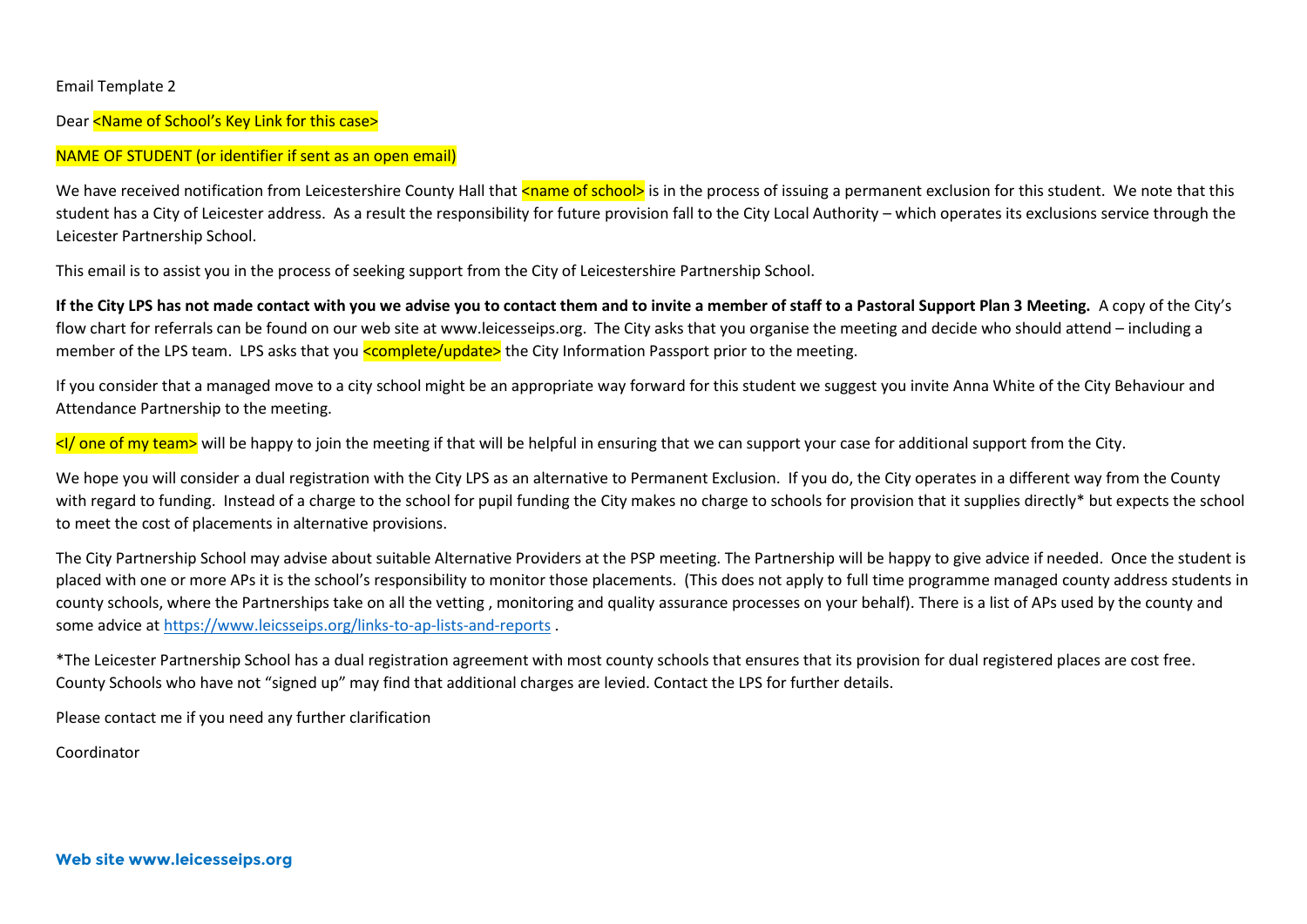Email Template 2

Dear <Name of School's Key Link for this case>

NAME OF STUDENT (or identifier if sent as an open email)

We have received notification from Leicestershire County Hall that <name of school> is in the process of issuing a permanent exclusion for this student. We note that this student has a City of Leicester address. As a result the responsibility for future provision fall to the City Local Authority – which operates its exclusions service through the Leicester Partnership School.

This email is to assist you in the process of seeking support from the City of Leicestershire Partnership School.

**If the City LPS has not made contact with you we advise you to contact them and to invite a member of staff to a Pastoral Support Plan 3 Meeting.** A copy of the City's flow chart for referrals can be found on our web site at www.leicesseips.org. The City asks that you organise the meeting and decide who should attend – including a member of the LPS team. LPS asks that you <complete/update> the City Information Passport prior to the meeting.

If you consider that a managed move to a city school might be an appropriate way forward for this student we suggest you invite Anna White of the City Behaviour and Attendance Partnership to the meeting.

<I/ one of my team> will be happy to join the meeting if that will be helpful in ensuring that we can support your case for additional support from the City.

We hope you will consider a dual registration with the City LPS as an alternative to Permanent Exclusion. If you do, the City operates in a different way from the County with regard to funding. Instead of a charge to the school for pupil funding the City makes no charge to schools for provision that it supplies directly* but expects the school to meet the cost of placements in alternative provisions.

The City Partnership School may advise about suitable Alternative Providers at the PSP meeting. The Partnership will be happy to give advice if needed. Once the student is placed with one or more APs it is the school's responsibility to monitor those placements. (This does not apply to full time programme managed county address students in county schools, where the Partnerships take on all the vetting , monitoring and quality assurance processes on your behalf). There is a list of APs used by the county and some advice at https://www.leicsseips.org/links-to-ap-lists-and-reports .

*The Leicester Partnership School has a dual registration agreement with most county schools that ensures that its provision for dual registered places are cost free. County Schools who have not "signed up" may find that additional charges are levied. Contact the LPS for further details.

Please contact me if you need any further clarification

Coordinator

**Web site www.leicesseips.org**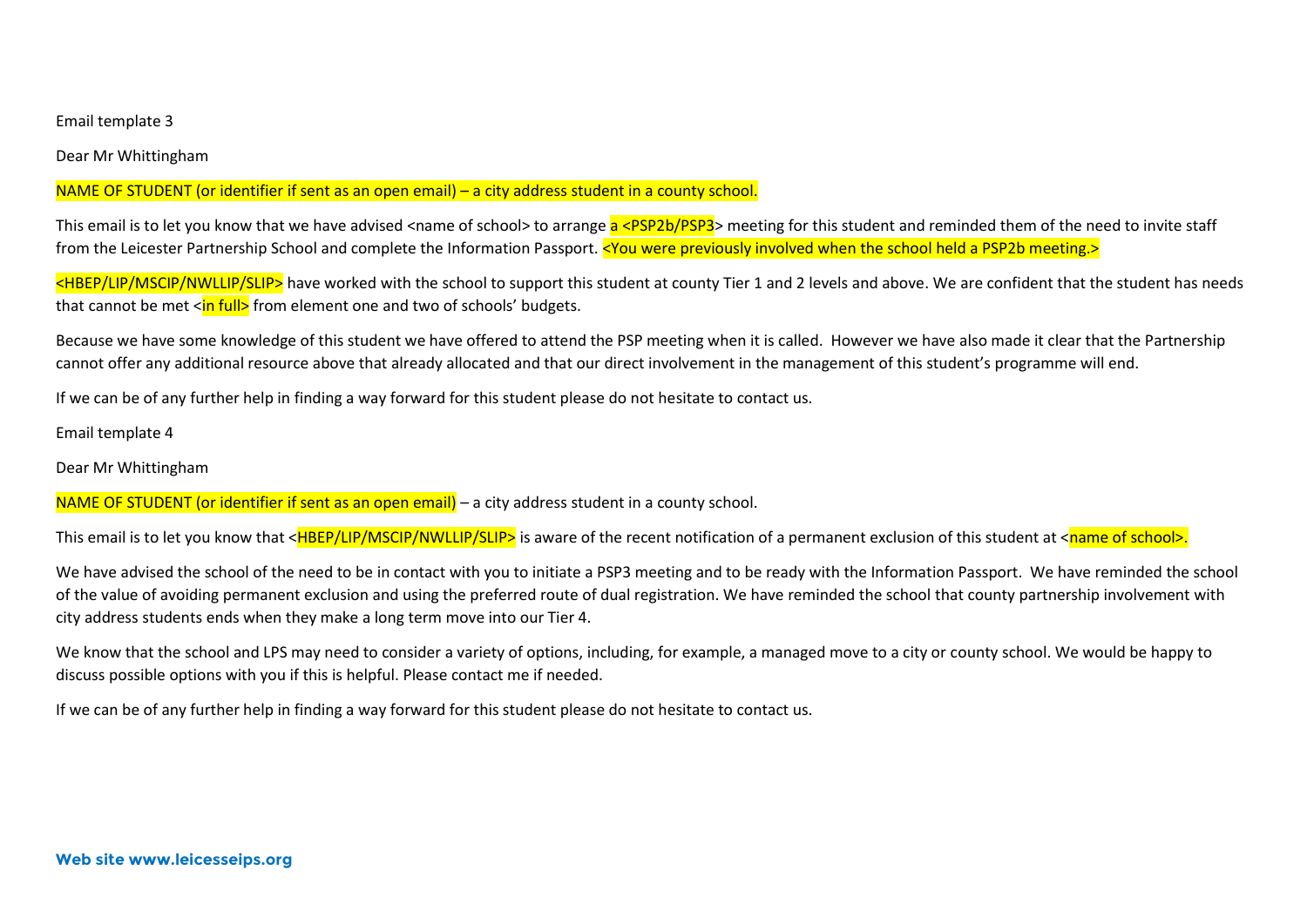Email template 3

Dear Mr Whittingham

NAME OF STUDENT (or identifier if sent as an open email) – a city address student in a county school.

This email is to let you know that we have advised <name of school> to arrange a <PSP2b/PSP3> meeting for this student and reminded them of the need to invite staff from the Leicester Partnership School and complete the Information Passport. <You were previously involved when the school held a PSP2b meeting.>

<HBEP/LIP/MSCIP/NWLLIP/SLIP> have worked with the school to support this student at county Tier 1 and 2 levels and above. We are confident that the student has needs that cannot be met <in full> from element one and two of schools' budgets.

Because we have some knowledge of this student we have offered to attend the PSP meeting when it is called. However we have also made it clear that the Partnership cannot offer any additional resource above that already allocated and that our direct involvement in the management of this student's programme will end.

If we can be of any further help in finding a way forward for this student please do not hesitate to contact us.

Email template 4

Dear Mr Whittingham

NAME OF STUDENT (or identifier if sent as an open email) – a city address student in a county school.

This email is to let you know that <HBEP/LIP/MSCIP/NWLLIP/SLIP> is aware of the recent notification of a permanent exclusion of this student at <name of school>.

We have advised the school of the need to be in contact with you to initiate a PSP3 meeting and to be ready with the Information Passport. We have reminded the school of the value of avoiding permanent exclusion and using the preferred route of dual registration. We have reminded the school that county partnership involvement with city address students ends when they make a long term move into our Tier 4.

We know that the school and LPS may need to consider a variety of options, including, for example, a managed move to a city or county school. We would be happy to discuss possible options with you if this is helpful. Please contact me if needed.

If we can be of any further help in finding a way forward for this student please do not hesitate to contact us.

**Web site www.leicesseips.org**